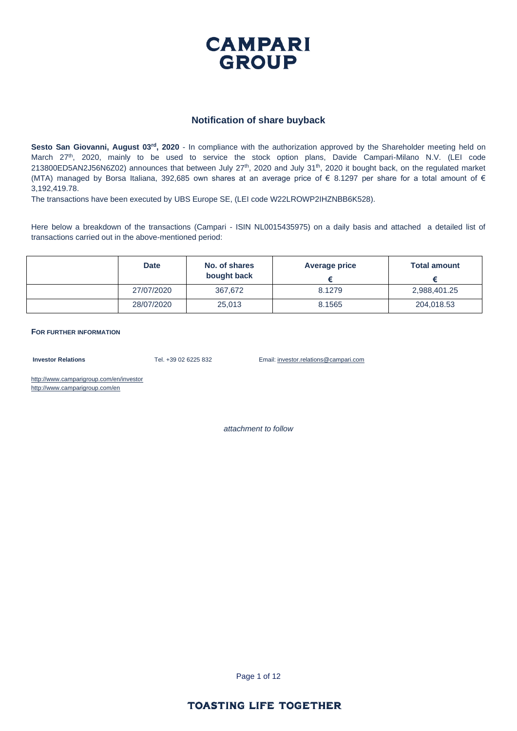CAMPARI GROUP

## Notification of share buyback

**Sesto San Giovanni, August 03rd, 2020** - In compliance with the authorization approved by the Shareholder meeting held on March 27th, 2020, mainly to be used to service the stock option plans, Davide Campari-Milano N.V. (LEI code 213800ED5AN2J56N6Z02) announces that between July 27th, 2020 and July 31th, 2020 it bought back, on the regulated market (MTA) managed by Borsa Italiana, 392,685 own shares at an average price of € 8.1297 per share for a total amount of € 3,192,419.78.

The transactions have been executed by UBS Europe SE, (LEI code W22LROWP2IHZNBB6K528).

Here below a breakdown of the transactions (Campari - ISIN NL0015435975) on a daily basis and attached a detailed list of transactions carried out in the above-mentioned period:

| | Date | No. of shares bought back | Average price € | Total amount € |
|---|---|---|---|---|
| | 27/07/2020 | 367,672 | 8.1279 | 2,988,401.25 |
| | 28/07/2020 | 25,013 | 8.1565 | 204,018.53 |

**FOR FURTHER INFORMATION**

**Investor Relations** Tel. +39 02 6225 832 Email: investor.relations@campari.com

http://www.camparigroup.com/en/investor
http://www.camparigroup.com/en

*attachment to follow*

TOASTING LIFE TOGETHER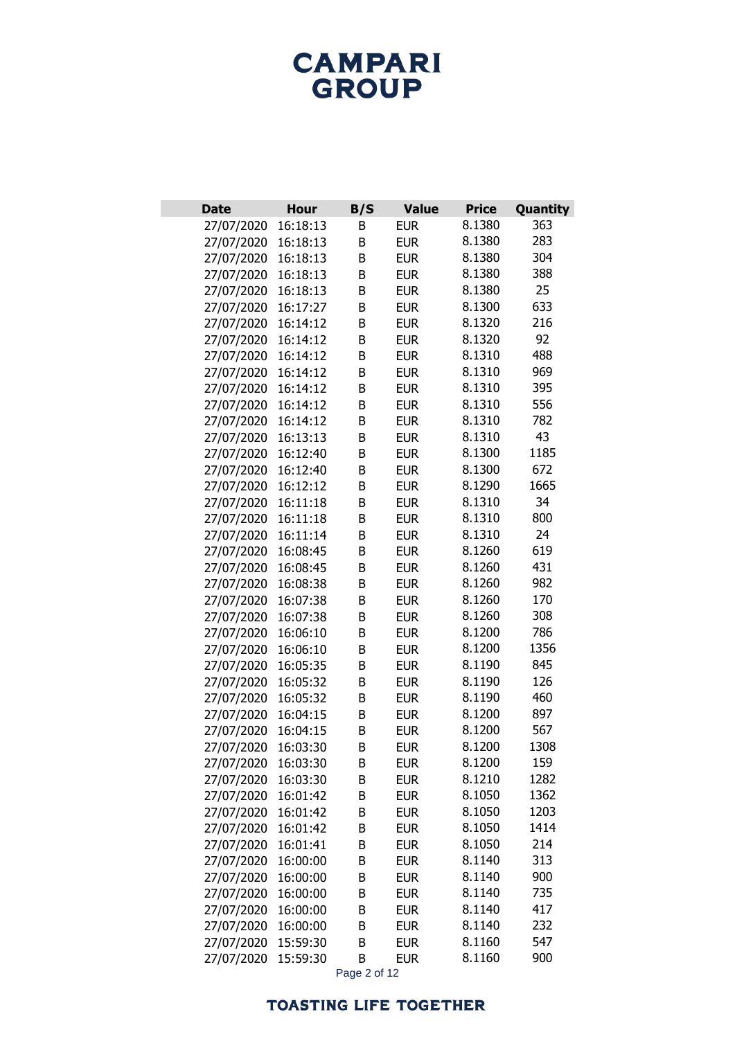| Date | Hour | B/S | Value | Price | Quantity |
|---|---|---|---|---|---|
| 27/07/2020 | 16:18:13 | B | EUR | 8.1380 | 363 |
| 27/07/2020 | 16:18:13 | B | EUR | 8.1380 | 283 |
| 27/07/2020 | 16:18:13 | B | EUR | 8.1380 | 304 |
| 27/07/2020 | 16:18:13 | B | EUR | 8.1380 | 388 |
| 27/07/2020 | 16:18:13 | B | EUR | 8.1380 | 25 |
| 27/07/2020 | 16:17:27 | B | EUR | 8.1300 | 633 |
| 27/07/2020 | 16:14:12 | B | EUR | 8.1320 | 216 |
| 27/07/2020 | 16:14:12 | B | EUR | 8.1320 | 92 |
| 27/07/2020 | 16:14:12 | B | EUR | 8.1310 | 488 |
| 27/07/2020 | 16:14:12 | B | EUR | 8.1310 | 969 |
| 27/07/2020 | 16:14:12 | B | EUR | 8.1310 | 395 |
| 27/07/2020 | 16:14:12 | B | EUR | 8.1310 | 556 |
| 27/07/2020 | 16:14:12 | B | EUR | 8.1310 | 782 |
| 27/07/2020 | 16:13:13 | B | EUR | 8.1310 | 43 |
| 27/07/2020 | 16:12:40 | B | EUR | 8.1300 | 1185 |
| 27/07/2020 | 16:12:40 | B | EUR | 8.1300 | 672 |
| 27/07/2020 | 16:12:12 | B | EUR | 8.1290 | 1665 |
| 27/07/2020 | 16:11:18 | B | EUR | 8.1310 | 34 |
| 27/07/2020 | 16:11:18 | B | EUR | 8.1310 | 800 |
| 27/07/2020 | 16:11:14 | B | EUR | 8.1310 | 24 |
| 27/07/2020 | 16:08:45 | B | EUR | 8.1260 | 619 |
| 27/07/2020 | 16:08:45 | B | EUR | 8.1260 | 431 |
| 27/07/2020 | 16:08:38 | B | EUR | 8.1260 | 982 |
| 27/07/2020 | 16:07:38 | B | EUR | 8.1260 | 170 |
| 27/07/2020 | 16:07:38 | B | EUR | 8.1260 | 308 |
| 27/07/2020 | 16:06:10 | B | EUR | 8.1200 | 786 |
| 27/07/2020 | 16:06:10 | B | EUR | 8.1200 | 1356 |
| 27/07/2020 | 16:05:35 | B | EUR | 8.1190 | 845 |
| 27/07/2020 | 16:05:32 | B | EUR | 8.1190 | 126 |
| 27/07/2020 | 16:05:32 | B | EUR | 8.1190 | 460 |
| 27/07/2020 | 16:04:15 | B | EUR | 8.1200 | 897 |
| 27/07/2020 | 16:04:15 | B | EUR | 8.1200 | 567 |
| 27/07/2020 | 16:03:30 | B | EUR | 8.1200 | 1308 |
| 27/07/2020 | 16:03:30 | B | EUR | 8.1200 | 159 |
| 27/07/2020 | 16:03:30 | B | EUR | 8.1210 | 1282 |
| 27/07/2020 | 16:01:42 | B | EUR | 8.1050 | 1362 |
| 27/07/2020 | 16:01:42 | B | EUR | 8.1050 | 1203 |
| 27/07/2020 | 16:01:42 | B | EUR | 8.1050 | 1414 |
| 27/07/2020 | 16:01:41 | B | EUR | 8.1050 | 214 |
| 27/07/2020 | 16:00:00 | B | EUR | 8.1140 | 313 |
| 27/07/2020 | 16:00:00 | B | EUR | 8.1140 | 900 |
| 27/07/2020 | 16:00:00 | B | EUR | 8.1140 | 735 |
| 27/07/2020 | 16:00:00 | B | EUR | 8.1140 | 417 |
| 27/07/2020 | 16:00:00 | B | EUR | 8.1140 | 232 |
| 27/07/2020 | 15:59:30 | B | EUR | 8.1160 | 547 |
| 27/07/2020 | 15:59:30 | B | EUR | 8.1160 | 900 |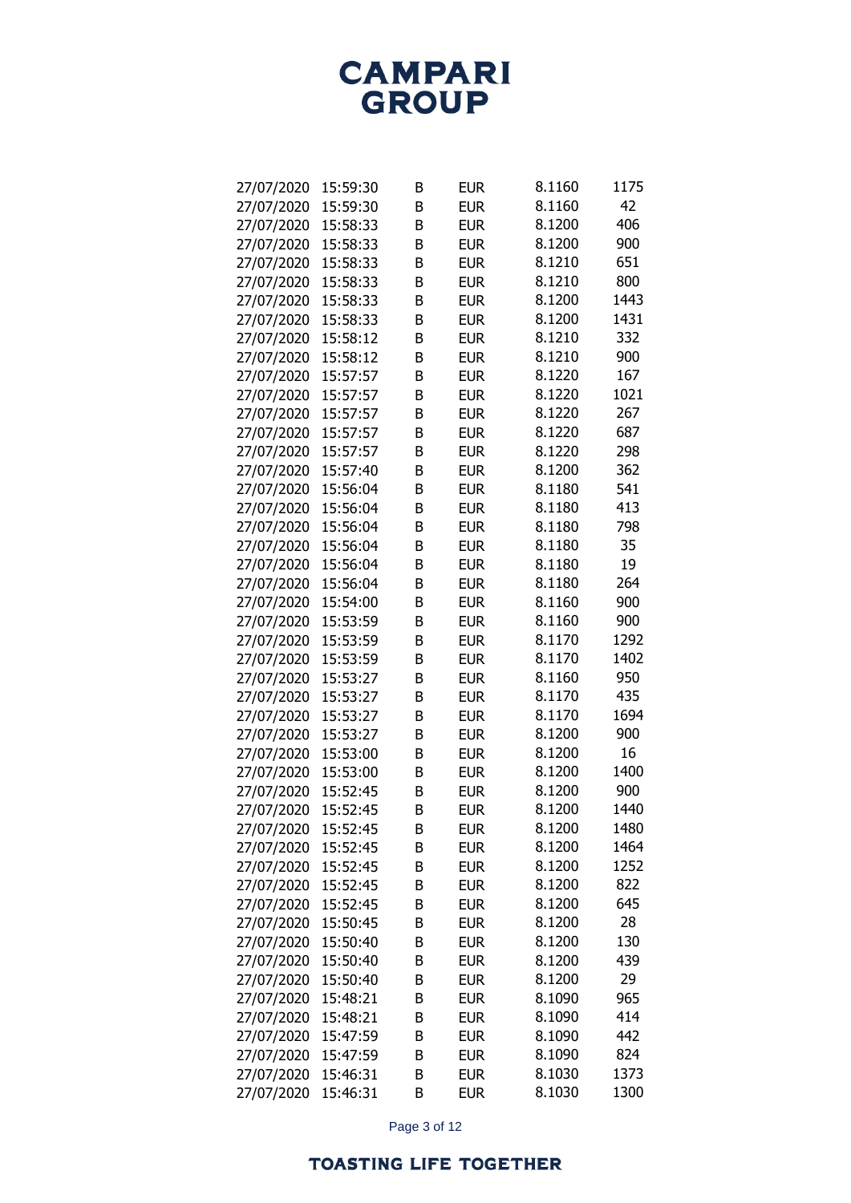| | | | | | |
|---|---|---|---|---|---|
| 27/07/2020 | 15:59:30 | B | EUR | 8.1160 | 1175 |
| 27/07/2020 | 15:59:30 | B | EUR | 8.1160 | 42 |
| 27/07/2020 | 15:58:33 | B | EUR | 8.1200 | 406 |
| 27/07/2020 | 15:58:33 | B | EUR | 8.1200 | 900 |
| 27/07/2020 | 15:58:33 | B | EUR | 8.1210 | 651 |
| 27/07/2020 | 15:58:33 | B | EUR | 8.1210 | 800 |
| 27/07/2020 | 15:58:33 | B | EUR | 8.1200 | 1443 |
| 27/07/2020 | 15:58:33 | B | EUR | 8.1200 | 1431 |
| 27/07/2020 | 15:58:12 | B | EUR | 8.1210 | 332 |
| 27/07/2020 | 15:58:12 | B | EUR | 8.1210 | 900 |
| 27/07/2020 | 15:57:57 | B | EUR | 8.1220 | 167 |
| 27/07/2020 | 15:57:57 | B | EUR | 8.1220 | 1021 |
| 27/07/2020 | 15:57:57 | B | EUR | 8.1220 | 267 |
| 27/07/2020 | 15:57:57 | B | EUR | 8.1220 | 687 |
| 27/07/2020 | 15:57:57 | B | EUR | 8.1220 | 298 |
| 27/07/2020 | 15:57:40 | B | EUR | 8.1200 | 362 |
| 27/07/2020 | 15:56:04 | B | EUR | 8.1180 | 541 |
| 27/07/2020 | 15:56:04 | B | EUR | 8.1180 | 413 |
| 27/07/2020 | 15:56:04 | B | EUR | 8.1180 | 798 |
| 27/07/2020 | 15:56:04 | B | EUR | 8.1180 | 35 |
| 27/07/2020 | 15:56:04 | B | EUR | 8.1180 | 19 |
| 27/07/2020 | 15:56:04 | B | EUR | 8.1180 | 264 |
| 27/07/2020 | 15:54:00 | B | EUR | 8.1160 | 900 |
| 27/07/2020 | 15:53:59 | B | EUR | 8.1160 | 900 |
| 27/07/2020 | 15:53:59 | B | EUR | 8.1170 | 1292 |
| 27/07/2020 | 15:53:59 | B | EUR | 8.1170 | 1402 |
| 27/07/2020 | 15:53:27 | B | EUR | 8.1160 | 950 |
| 27/07/2020 | 15:53:27 | B | EUR | 8.1170 | 435 |
| 27/07/2020 | 15:53:27 | B | EUR | 8.1170 | 1694 |
| 27/07/2020 | 15:53:27 | B | EUR | 8.1200 | 900 |
| 27/07/2020 | 15:53:00 | B | EUR | 8.1200 | 16 |
| 27/07/2020 | 15:53:00 | B | EUR | 8.1200 | 1400 |
| 27/07/2020 | 15:52:45 | B | EUR | 8.1200 | 900 |
| 27/07/2020 | 15:52:45 | B | EUR | 8.1200 | 1440 |
| 27/07/2020 | 15:52:45 | B | EUR | 8.1200 | 1480 |
| 27/07/2020 | 15:52:45 | B | EUR | 8.1200 | 1464 |
| 27/07/2020 | 15:52:45 | B | EUR | 8.1200 | 1252 |
| 27/07/2020 | 15:52:45 | B | EUR | 8.1200 | 822 |
| 27/07/2020 | 15:52:45 | B | EUR | 8.1200 | 645 |
| 27/07/2020 | 15:50:45 | B | EUR | 8.1200 | 28 |
| 27/07/2020 | 15:50:40 | B | EUR | 8.1200 | 130 |
| 27/07/2020 | 15:50:40 | B | EUR | 8.1200 | 439 |
| 27/07/2020 | 15:50:40 | B | EUR | 8.1200 | 29 |
| 27/07/2020 | 15:48:21 | B | EUR | 8.1090 | 965 |
| 27/07/2020 | 15:48:21 | B | EUR | 8.1090 | 414 |
| 27/07/2020 | 15:47:59 | B | EUR | 8.1090 | 442 |
| 27/07/2020 | 15:47:59 | B | EUR | 8.1090 | 824 |
| 27/07/2020 | 15:46:31 | B | EUR | 8.1030 | 1373 |
| 27/07/2020 | 15:46:31 | B | EUR | 8.1030 | 1300 |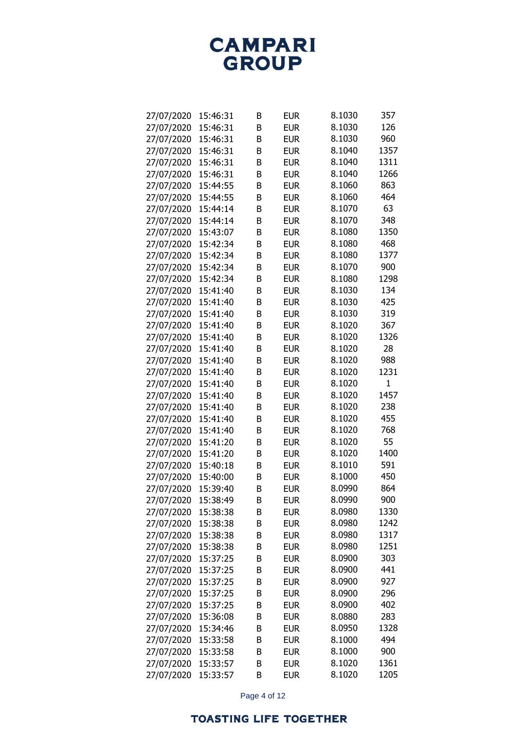| | | | | | |
|---|---|---|---|---|---|
| 27/07/2020 | 15:46:31 | B | EUR | 8.1030 | 357 |
| 27/07/2020 | 15:46:31 | B | EUR | 8.1030 | 126 |
| 27/07/2020 | 15:46:31 | B | EUR | 8.1030 | 960 |
| 27/07/2020 | 15:46:31 | B | EUR | 8.1040 | 1357 |
| 27/07/2020 | 15:46:31 | B | EUR | 8.1040 | 1311 |
| 27/07/2020 | 15:46:31 | B | EUR | 8.1040 | 1266 |
| 27/07/2020 | 15:44:55 | B | EUR | 8.1060 | 863 |
| 27/07/2020 | 15:44:55 | B | EUR | 8.1060 | 464 |
| 27/07/2020 | 15:44:14 | B | EUR | 8.1070 | 63 |
| 27/07/2020 | 15:44:14 | B | EUR | 8.1070 | 348 |
| 27/07/2020 | 15:43:07 | B | EUR | 8.1080 | 1350 |
| 27/07/2020 | 15:42:34 | B | EUR | 8.1080 | 468 |
| 27/07/2020 | 15:42:34 | B | EUR | 8.1080 | 1377 |
| 27/07/2020 | 15:42:34 | B | EUR | 8.1070 | 900 |
| 27/07/2020 | 15:42:34 | B | EUR | 8.1080 | 1298 |
| 27/07/2020 | 15:41:40 | B | EUR | 8.1030 | 134 |
| 27/07/2020 | 15:41:40 | B | EUR | 8.1030 | 425 |
| 27/07/2020 | 15:41:40 | B | EUR | 8.1030 | 319 |
| 27/07/2020 | 15:41:40 | B | EUR | 8.1020 | 367 |
| 27/07/2020 | 15:41:40 | B | EUR | 8.1020 | 1326 |
| 27/07/2020 | 15:41:40 | B | EUR | 8.1020 | 28 |
| 27/07/2020 | 15:41:40 | B | EUR | 8.1020 | 988 |
| 27/07/2020 | 15:41:40 | B | EUR | 8.1020 | 1231 |
| 27/07/2020 | 15:41:40 | B | EUR | 8.1020 | 1 |
| 27/07/2020 | 15:41:40 | B | EUR | 8.1020 | 1457 |
| 27/07/2020 | 15:41:40 | B | EUR | 8.1020 | 238 |
| 27/07/2020 | 15:41:40 | B | EUR | 8.1020 | 455 |
| 27/07/2020 | 15:41:40 | B | EUR | 8.1020 | 768 |
| 27/07/2020 | 15:41:20 | B | EUR | 8.1020 | 55 |
| 27/07/2020 | 15:41:20 | B | EUR | 8.1020 | 1400 |
| 27/07/2020 | 15:40:18 | B | EUR | 8.1010 | 591 |
| 27/07/2020 | 15:40:00 | B | EUR | 8.1000 | 450 |
| 27/07/2020 | 15:39:40 | B | EUR | 8.0990 | 864 |
| 27/07/2020 | 15:38:49 | B | EUR | 8.0990 | 900 |
| 27/07/2020 | 15:38:38 | B | EUR | 8.0980 | 1330 |
| 27/07/2020 | 15:38:38 | B | EUR | 8.0980 | 1242 |
| 27/07/2020 | 15:38:38 | B | EUR | 8.0980 | 1317 |
| 27/07/2020 | 15:38:38 | B | EUR | 8.0980 | 1251 |
| 27/07/2020 | 15:37:25 | B | EUR | 8.0900 | 303 |
| 27/07/2020 | 15:37:25 | B | EUR | 8.0900 | 441 |
| 27/07/2020 | 15:37:25 | B | EUR | 8.0900 | 927 |
| 27/07/2020 | 15:37:25 | B | EUR | 8.0900 | 296 |
| 27/07/2020 | 15:37:25 | B | EUR | 8.0900 | 402 |
| 27/07/2020 | 15:36:08 | B | EUR | 8.0880 | 283 |
| 27/07/2020 | 15:34:46 | B | EUR | 8.0950 | 1328 |
| 27/07/2020 | 15:33:58 | B | EUR | 8.1000 | 494 |
| 27/07/2020 | 15:33:58 | B | EUR | 8.1000 | 900 |
| 27/07/2020 | 15:33:57 | B | EUR | 8.1020 | 1361 |
| 27/07/2020 | 15:33:57 | B | EUR | 8.1020 | 1205 |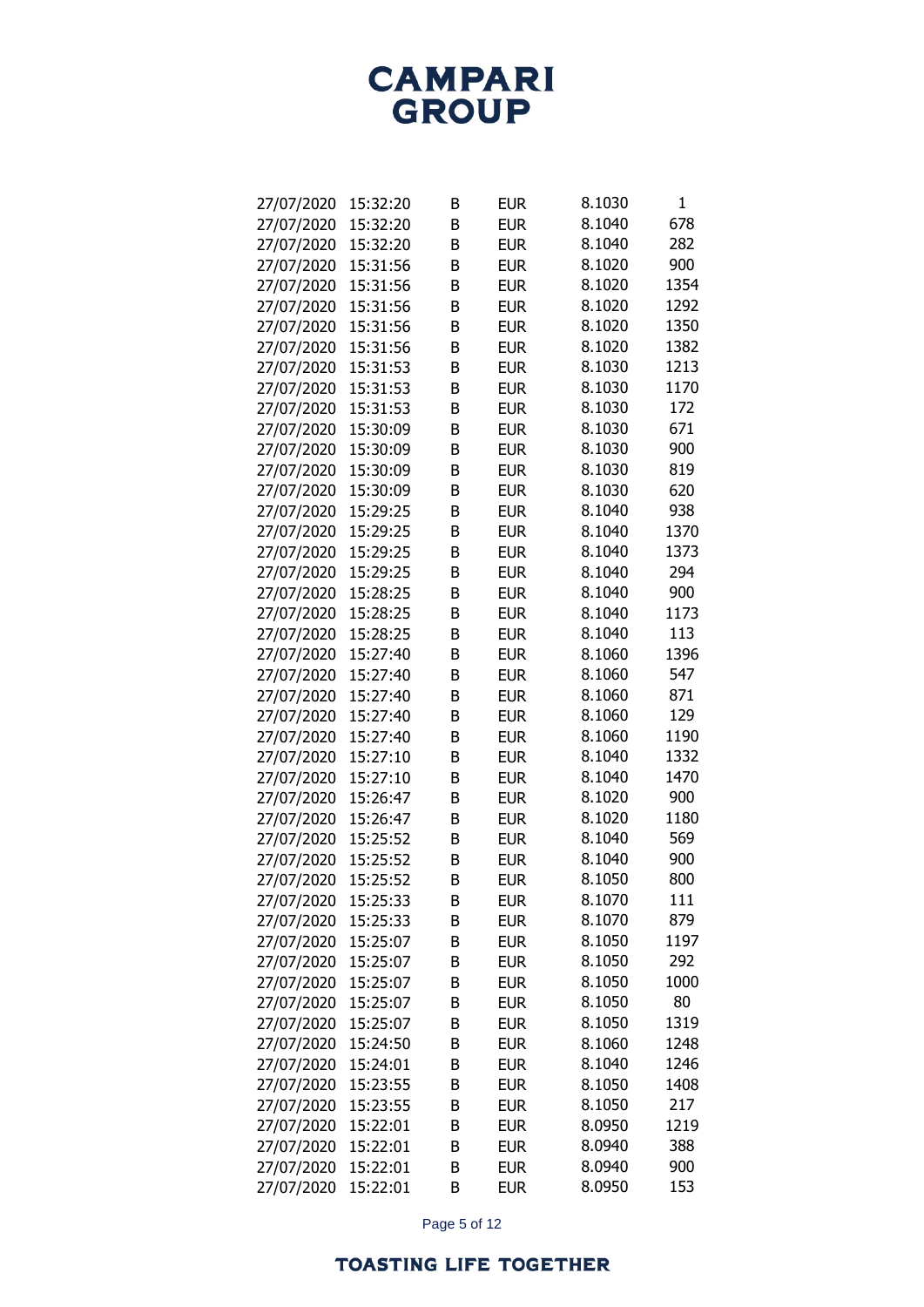| | | | | | |
|---|---|---|---|---|---|
| 27/07/2020 | 15:32:20 | B | EUR | 8.1030 | 1 |
| 27/07/2020 | 15:32:20 | B | EUR | 8.1040 | 678 |
| 27/07/2020 | 15:32:20 | B | EUR | 8.1040 | 282 |
| 27/07/2020 | 15:31:56 | B | EUR | 8.1020 | 900 |
| 27/07/2020 | 15:31:56 | B | EUR | 8.1020 | 1354 |
| 27/07/2020 | 15:31:56 | B | EUR | 8.1020 | 1292 |
| 27/07/2020 | 15:31:56 | B | EUR | 8.1020 | 1350 |
| 27/07/2020 | 15:31:56 | B | EUR | 8.1020 | 1382 |
| 27/07/2020 | 15:31:53 | B | EUR | 8.1030 | 1213 |
| 27/07/2020 | 15:31:53 | B | EUR | 8.1030 | 1170 |
| 27/07/2020 | 15:31:53 | B | EUR | 8.1030 | 172 |
| 27/07/2020 | 15:30:09 | B | EUR | 8.1030 | 671 |
| 27/07/2020 | 15:30:09 | B | EUR | 8.1030 | 900 |
| 27/07/2020 | 15:30:09 | B | EUR | 8.1030 | 819 |
| 27/07/2020 | 15:30:09 | B | EUR | 8.1030 | 620 |
| 27/07/2020 | 15:29:25 | B | EUR | 8.1040 | 938 |
| 27/07/2020 | 15:29:25 | B | EUR | 8.1040 | 1370 |
| 27/07/2020 | 15:29:25 | B | EUR | 8.1040 | 1373 |
| 27/07/2020 | 15:29:25 | B | EUR | 8.1040 | 294 |
| 27/07/2020 | 15:28:25 | B | EUR | 8.1040 | 900 |
| 27/07/2020 | 15:28:25 | B | EUR | 8.1040 | 1173 |
| 27/07/2020 | 15:28:25 | B | EUR | 8.1040 | 113 |
| 27/07/2020 | 15:27:40 | B | EUR | 8.1060 | 1396 |
| 27/07/2020 | 15:27:40 | B | EUR | 8.1060 | 547 |
| 27/07/2020 | 15:27:40 | B | EUR | 8.1060 | 871 |
| 27/07/2020 | 15:27:40 | B | EUR | 8.1060 | 129 |
| 27/07/2020 | 15:27:40 | B | EUR | 8.1060 | 1190 |
| 27/07/2020 | 15:27:10 | B | EUR | 8.1040 | 1332 |
| 27/07/2020 | 15:27:10 | B | EUR | 8.1040 | 1470 |
| 27/07/2020 | 15:26:47 | B | EUR | 8.1020 | 900 |
| 27/07/2020 | 15:26:47 | B | EUR | 8.1020 | 1180 |
| 27/07/2020 | 15:25:52 | B | EUR | 8.1040 | 569 |
| 27/07/2020 | 15:25:52 | B | EUR | 8.1040 | 900 |
| 27/07/2020 | 15:25:52 | B | EUR | 8.1050 | 800 |
| 27/07/2020 | 15:25:33 | B | EUR | 8.1070 | 111 |
| 27/07/2020 | 15:25:33 | B | EUR | 8.1070 | 879 |
| 27/07/2020 | 15:25:07 | B | EUR | 8.1050 | 1197 |
| 27/07/2020 | 15:25:07 | B | EUR | 8.1050 | 292 |
| 27/07/2020 | 15:25:07 | B | EUR | 8.1050 | 1000 |
| 27/07/2020 | 15:25:07 | B | EUR | 8.1050 | 80 |
| 27/07/2020 | 15:25:07 | B | EUR | 8.1050 | 1319 |
| 27/07/2020 | 15:24:50 | B | EUR | 8.1060 | 1248 |
| 27/07/2020 | 15:24:01 | B | EUR | 8.1040 | 1246 |
| 27/07/2020 | 15:23:55 | B | EUR | 8.1050 | 1408 |
| 27/07/2020 | 15:23:55 | B | EUR | 8.1050 | 217 |
| 27/07/2020 | 15:22:01 | B | EUR | 8.0950 | 1219 |
| 27/07/2020 | 15:22:01 | B | EUR | 8.0940 | 388 |
| 27/07/2020 | 15:22:01 | B | EUR | 8.0940 | 900 |
| 27/07/2020 | 15:22:01 | B | EUR | 8.0950 | 153 |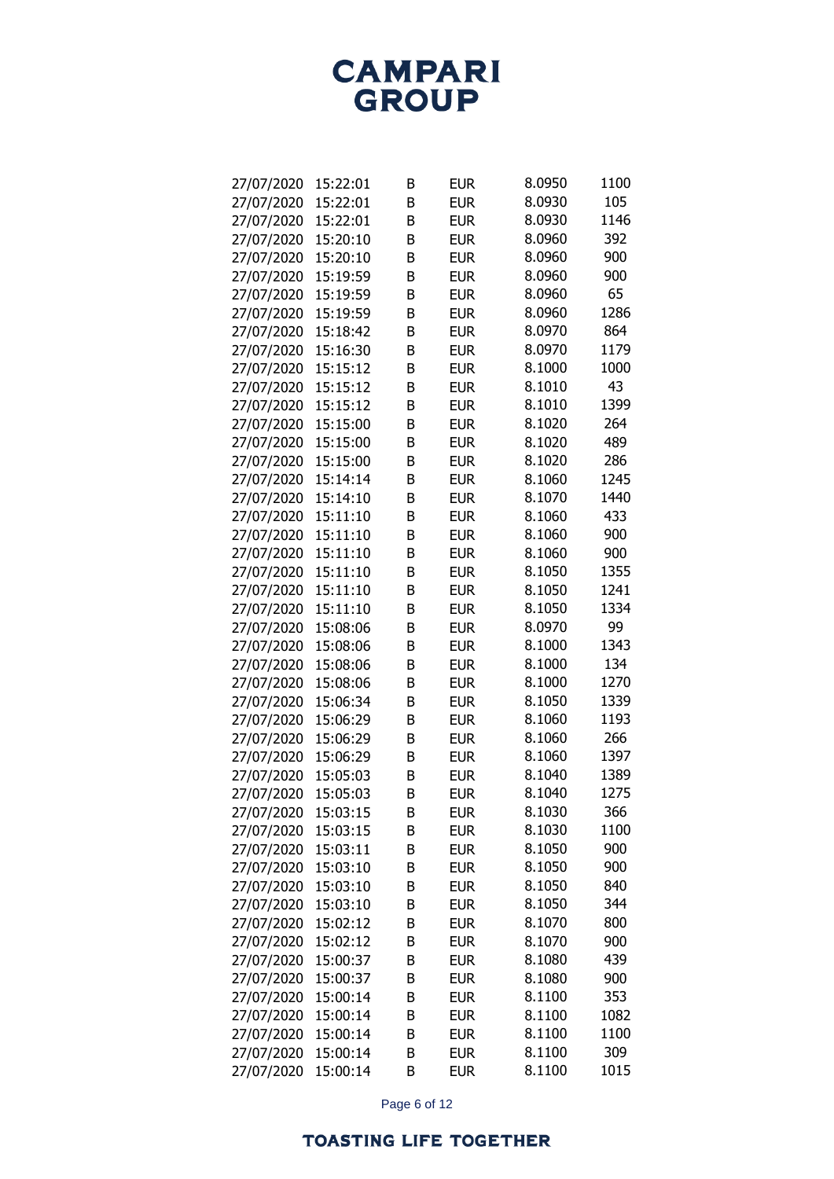| | | | | | |
|---|---|---|---|---|---|
| 27/07/2020 | 15:22:01 | B | EUR | 8.0950 | 1100 |
| 27/07/2020 | 15:22:01 | B | EUR | 8.0930 | 105 |
| 27/07/2020 | 15:22:01 | B | EUR | 8.0930 | 1146 |
| 27/07/2020 | 15:20:10 | B | EUR | 8.0960 | 392 |
| 27/07/2020 | 15:20:10 | B | EUR | 8.0960 | 900 |
| 27/07/2020 | 15:19:59 | B | EUR | 8.0960 | 900 |
| 27/07/2020 | 15:19:59 | B | EUR | 8.0960 | 65 |
| 27/07/2020 | 15:19:59 | B | EUR | 8.0960 | 1286 |
| 27/07/2020 | 15:18:42 | B | EUR | 8.0970 | 864 |
| 27/07/2020 | 15:16:30 | B | EUR | 8.0970 | 1179 |
| 27/07/2020 | 15:15:12 | B | EUR | 8.1000 | 1000 |
| 27/07/2020 | 15:15:12 | B | EUR | 8.1010 | 43 |
| 27/07/2020 | 15:15:12 | B | EUR | 8.1010 | 1399 |
| 27/07/2020 | 15:15:00 | B | EUR | 8.1020 | 264 |
| 27/07/2020 | 15:15:00 | B | EUR | 8.1020 | 489 |
| 27/07/2020 | 15:15:00 | B | EUR | 8.1020 | 286 |
| 27/07/2020 | 15:14:14 | B | EUR | 8.1060 | 1245 |
| 27/07/2020 | 15:14:10 | B | EUR | 8.1070 | 1440 |
| 27/07/2020 | 15:11:10 | B | EUR | 8.1060 | 433 |
| 27/07/2020 | 15:11:10 | B | EUR | 8.1060 | 900 |
| 27/07/2020 | 15:11:10 | B | EUR | 8.1060 | 900 |
| 27/07/2020 | 15:11:10 | B | EUR | 8.1050 | 1355 |
| 27/07/2020 | 15:11:10 | B | EUR | 8.1050 | 1241 |
| 27/07/2020 | 15:11:10 | B | EUR | 8.1050 | 1334 |
| 27/07/2020 | 15:08:06 | B | EUR | 8.0970 | 99 |
| 27/07/2020 | 15:08:06 | B | EUR | 8.1000 | 1343 |
| 27/07/2020 | 15:08:06 | B | EUR | 8.1000 | 134 |
| 27/07/2020 | 15:08:06 | B | EUR | 8.1000 | 1270 |
| 27/07/2020 | 15:06:34 | B | EUR | 8.1050 | 1339 |
| 27/07/2020 | 15:06:29 | B | EUR | 8.1060 | 1193 |
| 27/07/2020 | 15:06:29 | B | EUR | 8.1060 | 266 |
| 27/07/2020 | 15:06:29 | B | EUR | 8.1060 | 1397 |
| 27/07/2020 | 15:05:03 | B | EUR | 8.1040 | 1389 |
| 27/07/2020 | 15:05:03 | B | EUR | 8.1040 | 1275 |
| 27/07/2020 | 15:03:15 | B | EUR | 8.1030 | 366 |
| 27/07/2020 | 15:03:15 | B | EUR | 8.1030 | 1100 |
| 27/07/2020 | 15:03:11 | B | EUR | 8.1050 | 900 |
| 27/07/2020 | 15:03:10 | B | EUR | 8.1050 | 900 |
| 27/07/2020 | 15:03:10 | B | EUR | 8.1050 | 840 |
| 27/07/2020 | 15:03:10 | B | EUR | 8.1050 | 344 |
| 27/07/2020 | 15:02:12 | B | EUR | 8.1070 | 800 |
| 27/07/2020 | 15:02:12 | B | EUR | 8.1070 | 900 |
| 27/07/2020 | 15:00:37 | B | EUR | 8.1080 | 439 |
| 27/07/2020 | 15:00:37 | B | EUR | 8.1080 | 900 |
| 27/07/2020 | 15:00:14 | B | EUR | 8.1100 | 353 |
| 27/07/2020 | 15:00:14 | B | EUR | 8.1100 | 1082 |
| 27/07/2020 | 15:00:14 | B | EUR | 8.1100 | 1100 |
| 27/07/2020 | 15:00:14 | B | EUR | 8.1100 | 309 |
| 27/07/2020 | 15:00:14 | B | EUR | 8.1100 | 1015 |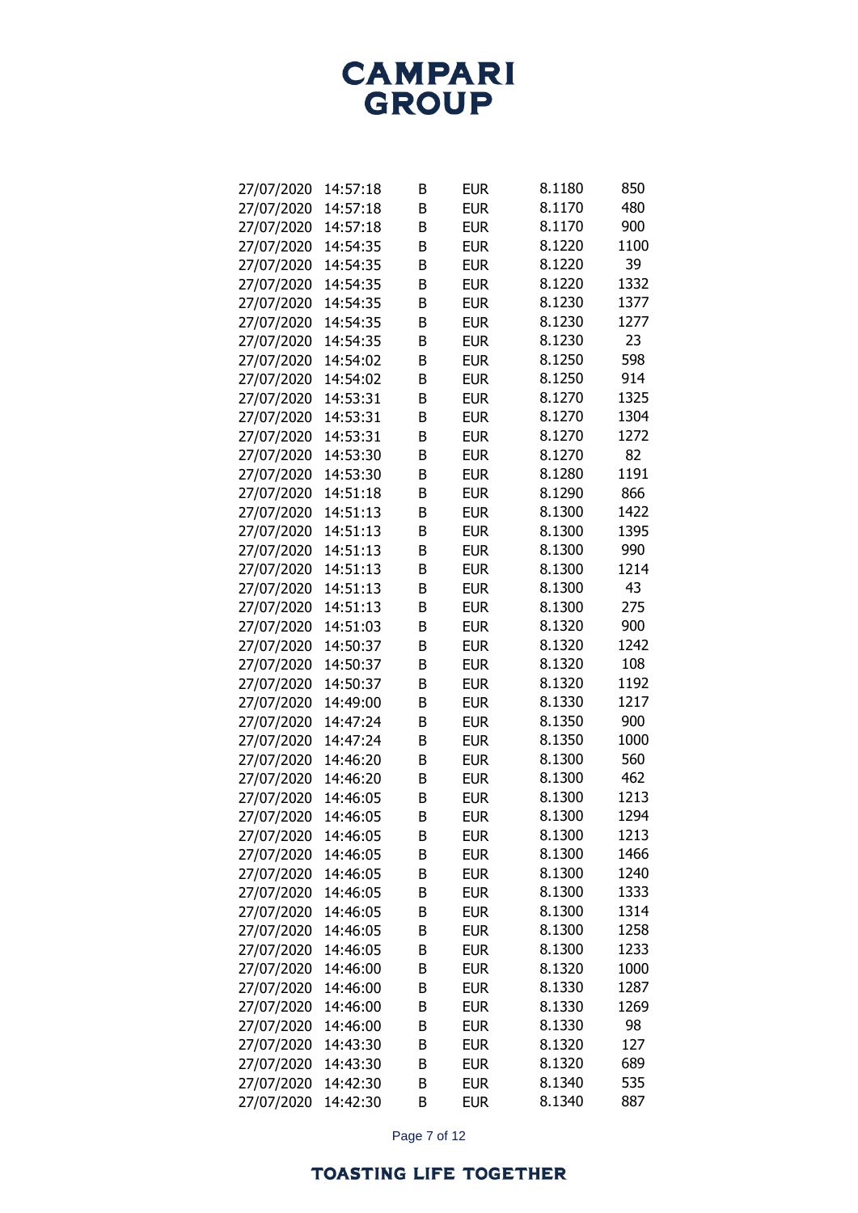| | | | | | |
|---|---|---|---|---|---|
| 27/07/2020 | 14:57:18 | B | EUR | 8.1180 | 850 |
| 27/07/2020 | 14:57:18 | B | EUR | 8.1170 | 480 |
| 27/07/2020 | 14:57:18 | B | EUR | 8.1170 | 900 |
| 27/07/2020 | 14:54:35 | B | EUR | 8.1220 | 1100 |
| 27/07/2020 | 14:54:35 | B | EUR | 8.1220 | 39 |
| 27/07/2020 | 14:54:35 | B | EUR | 8.1220 | 1332 |
| 27/07/2020 | 14:54:35 | B | EUR | 8.1230 | 1377 |
| 27/07/2020 | 14:54:35 | B | EUR | 8.1230 | 1277 |
| 27/07/2020 | 14:54:35 | B | EUR | 8.1230 | 23 |
| 27/07/2020 | 14:54:02 | B | EUR | 8.1250 | 598 |
| 27/07/2020 | 14:54:02 | B | EUR | 8.1250 | 914 |
| 27/07/2020 | 14:53:31 | B | EUR | 8.1270 | 1325 |
| 27/07/2020 | 14:53:31 | B | EUR | 8.1270 | 1304 |
| 27/07/2020 | 14:53:31 | B | EUR | 8.1270 | 1272 |
| 27/07/2020 | 14:53:30 | B | EUR | 8.1270 | 82 |
| 27/07/2020 | 14:53:30 | B | EUR | 8.1280 | 1191 |
| 27/07/2020 | 14:51:18 | B | EUR | 8.1290 | 866 |
| 27/07/2020 | 14:51:13 | B | EUR | 8.1300 | 1422 |
| 27/07/2020 | 14:51:13 | B | EUR | 8.1300 | 1395 |
| 27/07/2020 | 14:51:13 | B | EUR | 8.1300 | 990 |
| 27/07/2020 | 14:51:13 | B | EUR | 8.1300 | 1214 |
| 27/07/2020 | 14:51:13 | B | EUR | 8.1300 | 43 |
| 27/07/2020 | 14:51:13 | B | EUR | 8.1300 | 275 |
| 27/07/2020 | 14:51:03 | B | EUR | 8.1320 | 900 |
| 27/07/2020 | 14:50:37 | B | EUR | 8.1320 | 1242 |
| 27/07/2020 | 14:50:37 | B | EUR | 8.1320 | 108 |
| 27/07/2020 | 14:50:37 | B | EUR | 8.1320 | 1192 |
| 27/07/2020 | 14:49:00 | B | EUR | 8.1330 | 1217 |
| 27/07/2020 | 14:47:24 | B | EUR | 8.1350 | 900 |
| 27/07/2020 | 14:47:24 | B | EUR | 8.1350 | 1000 |
| 27/07/2020 | 14:46:20 | B | EUR | 8.1300 | 560 |
| 27/07/2020 | 14:46:20 | B | EUR | 8.1300 | 462 |
| 27/07/2020 | 14:46:05 | B | EUR | 8.1300 | 1213 |
| 27/07/2020 | 14:46:05 | B | EUR | 8.1300 | 1294 |
| 27/07/2020 | 14:46:05 | B | EUR | 8.1300 | 1213 |
| 27/07/2020 | 14:46:05 | B | EUR | 8.1300 | 1466 |
| 27/07/2020 | 14:46:05 | B | EUR | 8.1300 | 1240 |
| 27/07/2020 | 14:46:05 | B | EUR | 8.1300 | 1333 |
| 27/07/2020 | 14:46:05 | B | EUR | 8.1300 | 1314 |
| 27/07/2020 | 14:46:05 | B | EUR | 8.1300 | 1258 |
| 27/07/2020 | 14:46:05 | B | EUR | 8.1300 | 1233 |
| 27/07/2020 | 14:46:00 | B | EUR | 8.1320 | 1000 |
| 27/07/2020 | 14:46:00 | B | EUR | 8.1330 | 1287 |
| 27/07/2020 | 14:46:00 | B | EUR | 8.1330 | 1269 |
| 27/07/2020 | 14:46:00 | B | EUR | 8.1330 | 98 |
| 27/07/2020 | 14:43:30 | B | EUR | 8.1320 | 127 |
| 27/07/2020 | 14:43:30 | B | EUR | 8.1320 | 689 |
| 27/07/2020 | 14:42:30 | B | EUR | 8.1340 | 535 |
| 27/07/2020 | 14:42:30 | B | EUR | 8.1340 | 887 |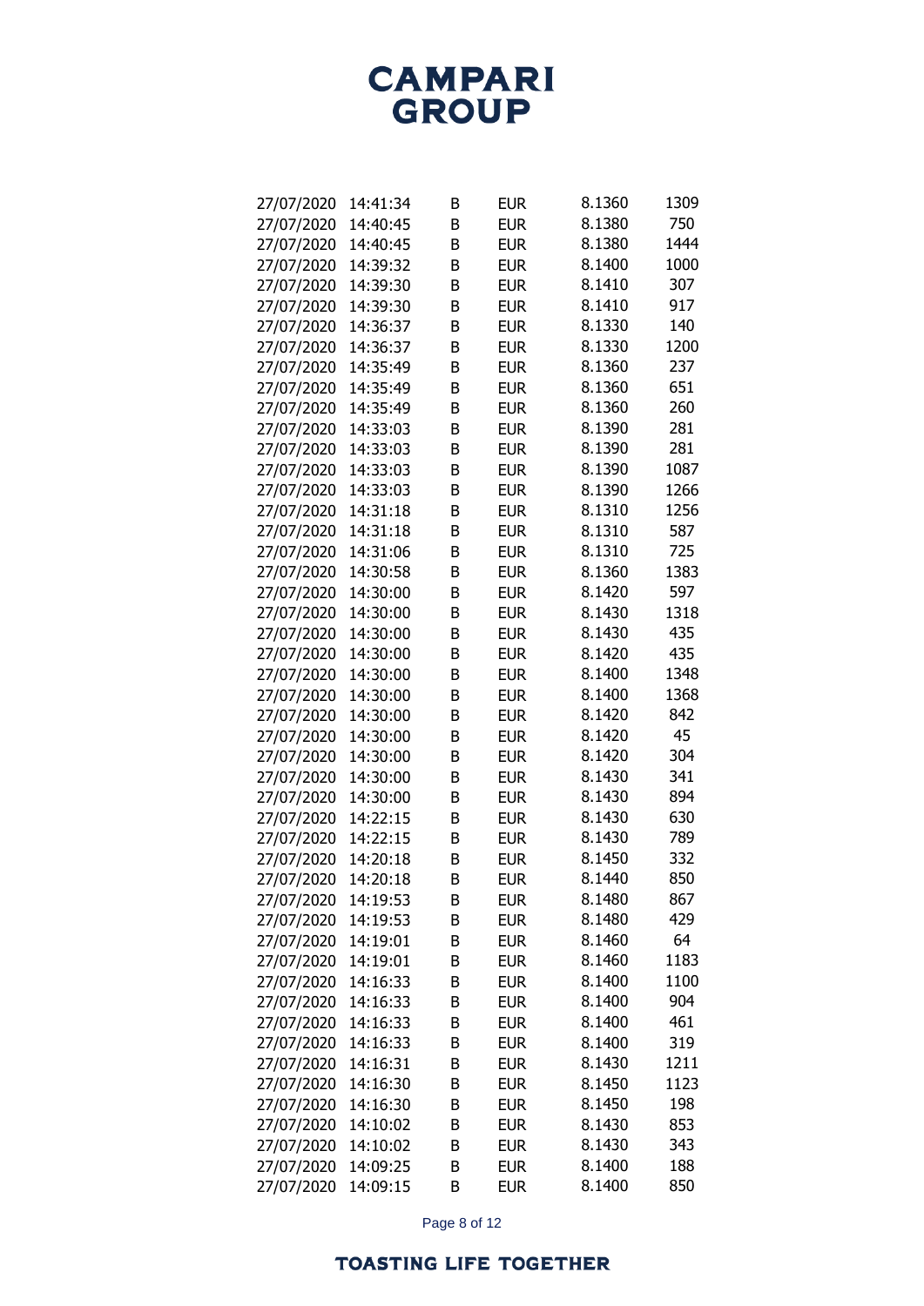| | | | | | |
|---|---|---|---|---|---|
| 27/07/2020 | 14:41:34 | B | EUR | 8.1360 | 1309 |
| 27/07/2020 | 14:40:45 | B | EUR | 8.1380 | 750 |
| 27/07/2020 | 14:40:45 | B | EUR | 8.1380 | 1444 |
| 27/07/2020 | 14:39:32 | B | EUR | 8.1400 | 1000 |
| 27/07/2020 | 14:39:30 | B | EUR | 8.1410 | 307 |
| 27/07/2020 | 14:39:30 | B | EUR | 8.1410 | 917 |
| 27/07/2020 | 14:36:37 | B | EUR | 8.1330 | 140 |
| 27/07/2020 | 14:36:37 | B | EUR | 8.1330 | 1200 |
| 27/07/2020 | 14:35:49 | B | EUR | 8.1360 | 237 |
| 27/07/2020 | 14:35:49 | B | EUR | 8.1360 | 651 |
| 27/07/2020 | 14:35:49 | B | EUR | 8.1360 | 260 |
| 27/07/2020 | 14:33:03 | B | EUR | 8.1390 | 281 |
| 27/07/2020 | 14:33:03 | B | EUR | 8.1390 | 281 |
| 27/07/2020 | 14:33:03 | B | EUR | 8.1390 | 1087 |
| 27/07/2020 | 14:33:03 | B | EUR | 8.1390 | 1266 |
| 27/07/2020 | 14:31:18 | B | EUR | 8.1310 | 1256 |
| 27/07/2020 | 14:31:18 | B | EUR | 8.1310 | 587 |
| 27/07/2020 | 14:31:06 | B | EUR | 8.1310 | 725 |
| 27/07/2020 | 14:30:58 | B | EUR | 8.1360 | 1383 |
| 27/07/2020 | 14:30:00 | B | EUR | 8.1420 | 597 |
| 27/07/2020 | 14:30:00 | B | EUR | 8.1430 | 1318 |
| 27/07/2020 | 14:30:00 | B | EUR | 8.1430 | 435 |
| 27/07/2020 | 14:30:00 | B | EUR | 8.1420 | 435 |
| 27/07/2020 | 14:30:00 | B | EUR | 8.1400 | 1348 |
| 27/07/2020 | 14:30:00 | B | EUR | 8.1400 | 1368 |
| 27/07/2020 | 14:30:00 | B | EUR | 8.1420 | 842 |
| 27/07/2020 | 14:30:00 | B | EUR | 8.1420 | 45 |
| 27/07/2020 | 14:30:00 | B | EUR | 8.1420 | 304 |
| 27/07/2020 | 14:30:00 | B | EUR | 8.1430 | 341 |
| 27/07/2020 | 14:30:00 | B | EUR | 8.1430 | 894 |
| 27/07/2020 | 14:22:15 | B | EUR | 8.1430 | 630 |
| 27/07/2020 | 14:22:15 | B | EUR | 8.1430 | 789 |
| 27/07/2020 | 14:20:18 | B | EUR | 8.1450 | 332 |
| 27/07/2020 | 14:20:18 | B | EUR | 8.1440 | 850 |
| 27/07/2020 | 14:19:53 | B | EUR | 8.1480 | 867 |
| 27/07/2020 | 14:19:53 | B | EUR | 8.1480 | 429 |
| 27/07/2020 | 14:19:01 | B | EUR | 8.1460 | 64 |
| 27/07/2020 | 14:19:01 | B | EUR | 8.1460 | 1183 |
| 27/07/2020 | 14:16:33 | B | EUR | 8.1400 | 1100 |
| 27/07/2020 | 14:16:33 | B | EUR | 8.1400 | 904 |
| 27/07/2020 | 14:16:33 | B | EUR | 8.1400 | 461 |
| 27/07/2020 | 14:16:33 | B | EUR | 8.1400 | 319 |
| 27/07/2020 | 14:16:31 | B | EUR | 8.1430 | 1211 |
| 27/07/2020 | 14:16:30 | B | EUR | 8.1450 | 1123 |
| 27/07/2020 | 14:16:30 | B | EUR | 8.1450 | 198 |
| 27/07/2020 | 14:10:02 | B | EUR | 8.1430 | 853 |
| 27/07/2020 | 14:10:02 | B | EUR | 8.1430 | 343 |
| 27/07/2020 | 14:09:25 | B | EUR | 8.1400 | 188 |
| 27/07/2020 | 14:09:15 | B | EUR | 8.1400 | 850 |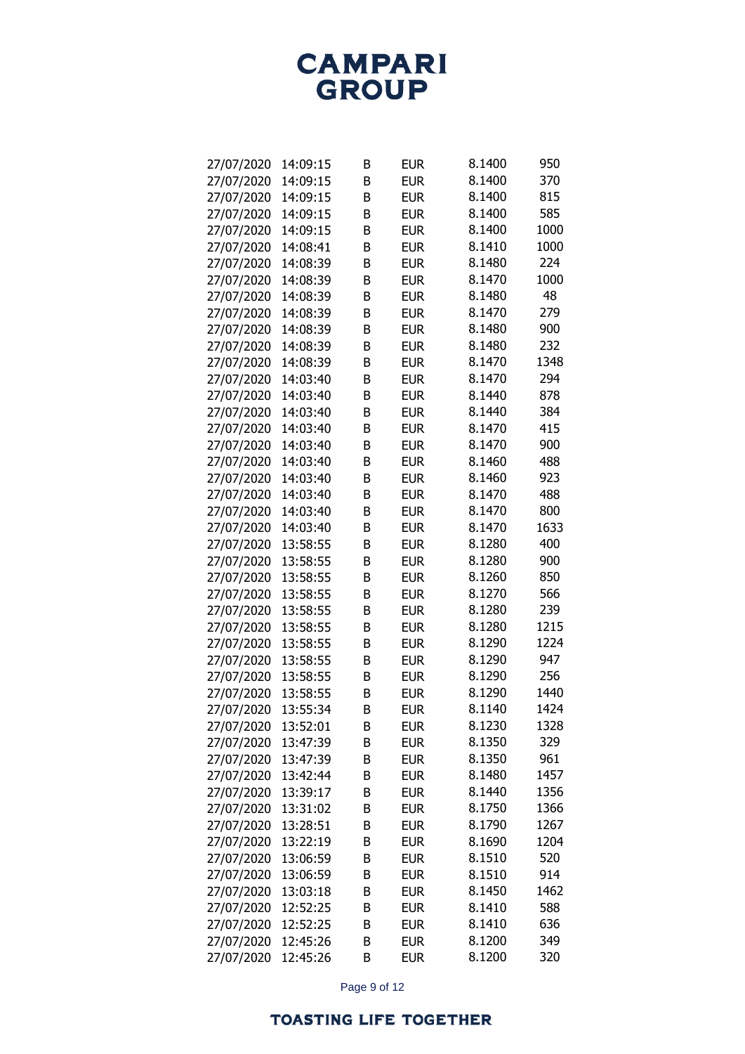| | | | | | |
|---|---|---|---|---|---|
| 27/07/2020 | 14:09:15 | B | EUR | 8.1400 | 950 |
| 27/07/2020 | 14:09:15 | B | EUR | 8.1400 | 370 |
| 27/07/2020 | 14:09:15 | B | EUR | 8.1400 | 815 |
| 27/07/2020 | 14:09:15 | B | EUR | 8.1400 | 585 |
| 27/07/2020 | 14:09:15 | B | EUR | 8.1400 | 1000 |
| 27/07/2020 | 14:08:41 | B | EUR | 8.1410 | 1000 |
| 27/07/2020 | 14:08:39 | B | EUR | 8.1480 | 224 |
| 27/07/2020 | 14:08:39 | B | EUR | 8.1470 | 1000 |
| 27/07/2020 | 14:08:39 | B | EUR | 8.1480 | 48 |
| 27/07/2020 | 14:08:39 | B | EUR | 8.1470 | 279 |
| 27/07/2020 | 14:08:39 | B | EUR | 8.1480 | 900 |
| 27/07/2020 | 14:08:39 | B | EUR | 8.1480 | 232 |
| 27/07/2020 | 14:08:39 | B | EUR | 8.1470 | 1348 |
| 27/07/2020 | 14:03:40 | B | EUR | 8.1470 | 294 |
| 27/07/2020 | 14:03:40 | B | EUR | 8.1440 | 878 |
| 27/07/2020 | 14:03:40 | B | EUR | 8.1440 | 384 |
| 27/07/2020 | 14:03:40 | B | EUR | 8.1470 | 415 |
| 27/07/2020 | 14:03:40 | B | EUR | 8.1470 | 900 |
| 27/07/2020 | 14:03:40 | B | EUR | 8.1460 | 488 |
| 27/07/2020 | 14:03:40 | B | EUR | 8.1460 | 923 |
| 27/07/2020 | 14:03:40 | B | EUR | 8.1470 | 488 |
| 27/07/2020 | 14:03:40 | B | EUR | 8.1470 | 800 |
| 27/07/2020 | 14:03:40 | B | EUR | 8.1470 | 1633 |
| 27/07/2020 | 13:58:55 | B | EUR | 8.1280 | 400 |
| 27/07/2020 | 13:58:55 | B | EUR | 8.1280 | 900 |
| 27/07/2020 | 13:58:55 | B | EUR | 8.1260 | 850 |
| 27/07/2020 | 13:58:55 | B | EUR | 8.1270 | 566 |
| 27/07/2020 | 13:58:55 | B | EUR | 8.1280 | 239 |
| 27/07/2020 | 13:58:55 | B | EUR | 8.1280 | 1215 |
| 27/07/2020 | 13:58:55 | B | EUR | 8.1290 | 1224 |
| 27/07/2020 | 13:58:55 | B | EUR | 8.1290 | 947 |
| 27/07/2020 | 13:58:55 | B | EUR | 8.1290 | 256 |
| 27/07/2020 | 13:58:55 | B | EUR | 8.1290 | 1440 |
| 27/07/2020 | 13:55:34 | B | EUR | 8.1140 | 1424 |
| 27/07/2020 | 13:52:01 | B | EUR | 8.1230 | 1328 |
| 27/07/2020 | 13:47:39 | B | EUR | 8.1350 | 329 |
| 27/07/2020 | 13:47:39 | B | EUR | 8.1350 | 961 |
| 27/07/2020 | 13:42:44 | B | EUR | 8.1480 | 1457 |
| 27/07/2020 | 13:39:17 | B | EUR | 8.1440 | 1356 |
| 27/07/2020 | 13:31:02 | B | EUR | 8.1750 | 1366 |
| 27/07/2020 | 13:28:51 | B | EUR | 8.1790 | 1267 |
| 27/07/2020 | 13:22:19 | B | EUR | 8.1690 | 1204 |
| 27/07/2020 | 13:06:59 | B | EUR | 8.1510 | 520 |
| 27/07/2020 | 13:06:59 | B | EUR | 8.1510 | 914 |
| 27/07/2020 | 13:03:18 | B | EUR | 8.1450 | 1462 |
| 27/07/2020 | 12:52:25 | B | EUR | 8.1410 | 588 |
| 27/07/2020 | 12:52:25 | B | EUR | 8.1410 | 636 |
| 27/07/2020 | 12:45:26 | B | EUR | 8.1200 | 349 |
| 27/07/2020 | 12:45:26 | B | EUR | 8.1200 | 320 |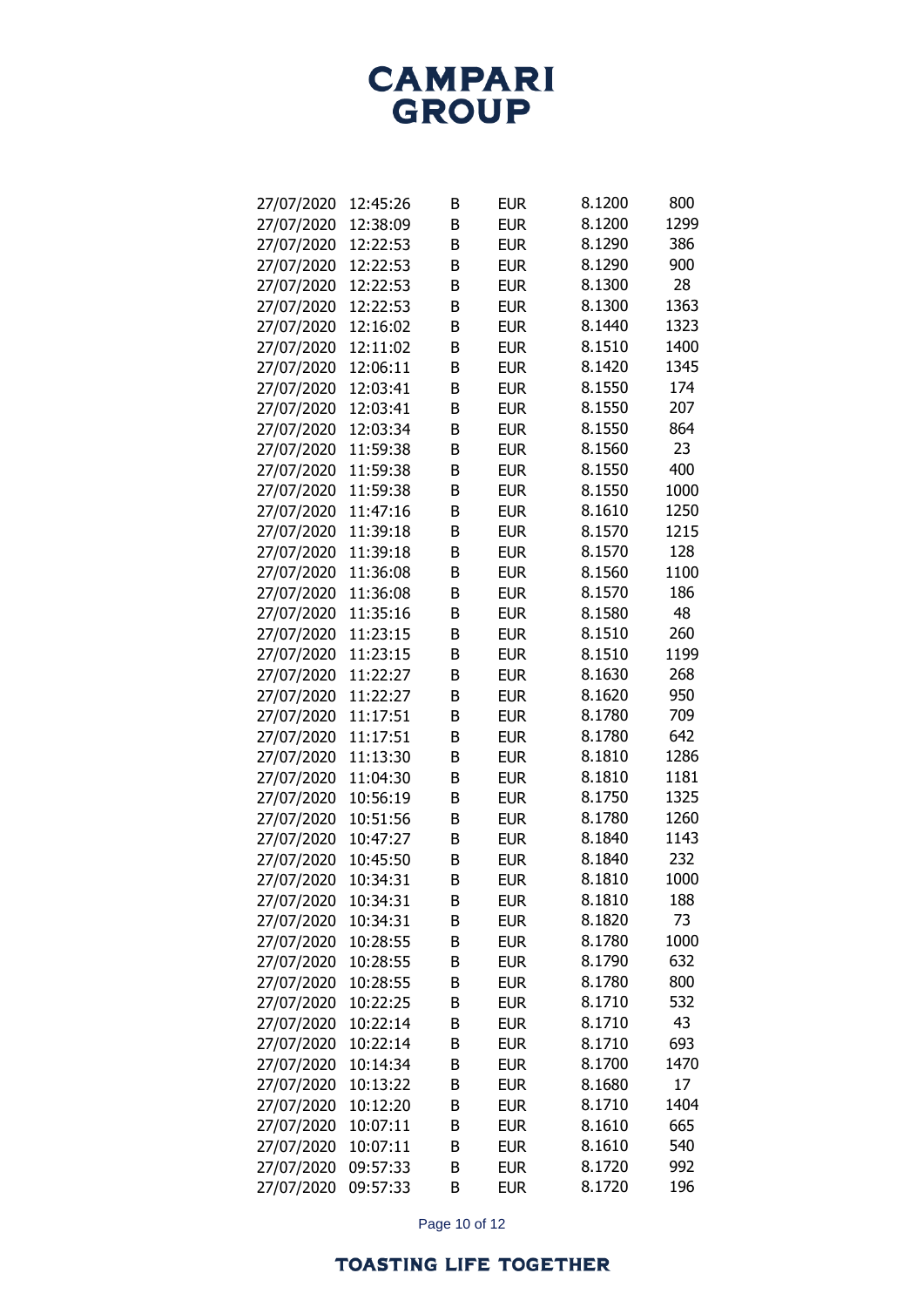| | | | | | |
|---|---|---|---|---|---|
| 27/07/2020 | 12:45:26 | B | EUR | 8.1200 | 800 |
| 27/07/2020 | 12:38:09 | B | EUR | 8.1200 | 1299 |
| 27/07/2020 | 12:22:53 | B | EUR | 8.1290 | 386 |
| 27/07/2020 | 12:22:53 | B | EUR | 8.1290 | 900 |
| 27/07/2020 | 12:22:53 | B | EUR | 8.1300 | 28 |
| 27/07/2020 | 12:22:53 | B | EUR | 8.1300 | 1363 |
| 27/07/2020 | 12:16:02 | B | EUR | 8.1440 | 1323 |
| 27/07/2020 | 12:11:02 | B | EUR | 8.1510 | 1400 |
| 27/07/2020 | 12:06:11 | B | EUR | 8.1420 | 1345 |
| 27/07/2020 | 12:03:41 | B | EUR | 8.1550 | 174 |
| 27/07/2020 | 12:03:41 | B | EUR | 8.1550 | 207 |
| 27/07/2020 | 12:03:34 | B | EUR | 8.1550 | 864 |
| 27/07/2020 | 11:59:38 | B | EUR | 8.1560 | 23 |
| 27/07/2020 | 11:59:38 | B | EUR | 8.1550 | 400 |
| 27/07/2020 | 11:59:38 | B | EUR | 8.1550 | 1000 |
| 27/07/2020 | 11:47:16 | B | EUR | 8.1610 | 1250 |
| 27/07/2020 | 11:39:18 | B | EUR | 8.1570 | 1215 |
| 27/07/2020 | 11:39:18 | B | EUR | 8.1570 | 128 |
| 27/07/2020 | 11:36:08 | B | EUR | 8.1560 | 1100 |
| 27/07/2020 | 11:36:08 | B | EUR | 8.1570 | 186 |
| 27/07/2020 | 11:35:16 | B | EUR | 8.1580 | 48 |
| 27/07/2020 | 11:23:15 | B | EUR | 8.1510 | 260 |
| 27/07/2020 | 11:23:15 | B | EUR | 8.1510 | 1199 |
| 27/07/2020 | 11:22:27 | B | EUR | 8.1630 | 268 |
| 27/07/2020 | 11:22:27 | B | EUR | 8.1620 | 950 |
| 27/07/2020 | 11:17:51 | B | EUR | 8.1780 | 709 |
| 27/07/2020 | 11:17:51 | B | EUR | 8.1780 | 642 |
| 27/07/2020 | 11:13:30 | B | EUR | 8.1810 | 1286 |
| 27/07/2020 | 11:04:30 | B | EUR | 8.1810 | 1181 |
| 27/07/2020 | 10:56:19 | B | EUR | 8.1750 | 1325 |
| 27/07/2020 | 10:51:56 | B | EUR | 8.1780 | 1260 |
| 27/07/2020 | 10:47:27 | B | EUR | 8.1840 | 1143 |
| 27/07/2020 | 10:45:50 | B | EUR | 8.1840 | 232 |
| 27/07/2020 | 10:34:31 | B | EUR | 8.1810 | 1000 |
| 27/07/2020 | 10:34:31 | B | EUR | 8.1810 | 188 |
| 27/07/2020 | 10:34:31 | B | EUR | 8.1820 | 73 |
| 27/07/2020 | 10:28:55 | B | EUR | 8.1780 | 1000 |
| 27/07/2020 | 10:28:55 | B | EUR | 8.1790 | 632 |
| 27/07/2020 | 10:28:55 | B | EUR | 8.1780 | 800 |
| 27/07/2020 | 10:22:25 | B | EUR | 8.1710 | 532 |
| 27/07/2020 | 10:22:14 | B | EUR | 8.1710 | 43 |
| 27/07/2020 | 10:22:14 | B | EUR | 8.1710 | 693 |
| 27/07/2020 | 10:14:34 | B | EUR | 8.1700 | 1470 |
| 27/07/2020 | 10:13:22 | B | EUR | 8.1680 | 17 |
| 27/07/2020 | 10:12:20 | B | EUR | 8.1710 | 1404 |
| 27/07/2020 | 10:07:11 | B | EUR | 8.1610 | 665 |
| 27/07/2020 | 10:07:11 | B | EUR | 8.1610 | 540 |
| 27/07/2020 | 09:57:33 | B | EUR | 8.1720 | 992 |
| 27/07/2020 | 09:57:33 | B | EUR | 8.1720 | 196 |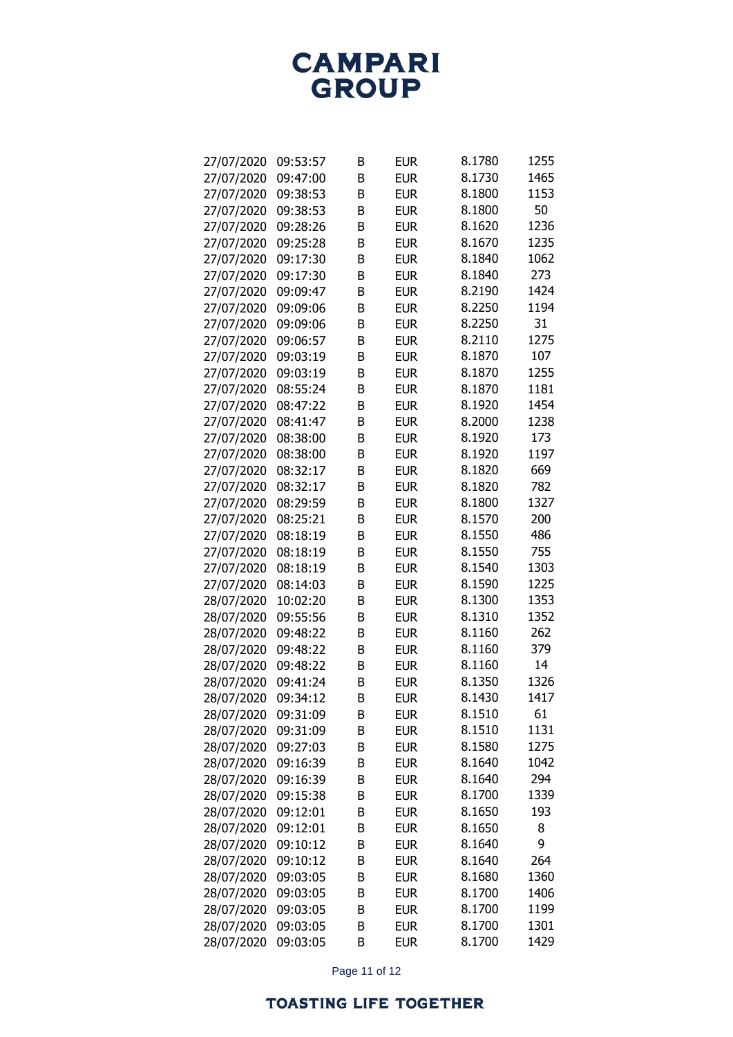| | | | | | |
|---|---|---|---|---|---|
| 27/07/2020 | 09:53:57 | B | EUR | 8.1780 | 1255 |
| 27/07/2020 | 09:47:00 | B | EUR | 8.1730 | 1465 |
| 27/07/2020 | 09:38:53 | B | EUR | 8.1800 | 1153 |
| 27/07/2020 | 09:38:53 | B | EUR | 8.1800 | 50 |
| 27/07/2020 | 09:28:26 | B | EUR | 8.1620 | 1236 |
| 27/07/2020 | 09:25:28 | B | EUR | 8.1670 | 1235 |
| 27/07/2020 | 09:17:30 | B | EUR | 8.1840 | 1062 |
| 27/07/2020 | 09:17:30 | B | EUR | 8.1840 | 273 |
| 27/07/2020 | 09:09:47 | B | EUR | 8.2190 | 1424 |
| 27/07/2020 | 09:09:06 | B | EUR | 8.2250 | 1194 |
| 27/07/2020 | 09:09:06 | B | EUR | 8.2250 | 31 |
| 27/07/2020 | 09:06:57 | B | EUR | 8.2110 | 1275 |
| 27/07/2020 | 09:03:19 | B | EUR | 8.1870 | 107 |
| 27/07/2020 | 09:03:19 | B | EUR | 8.1870 | 1255 |
| 27/07/2020 | 08:55:24 | B | EUR | 8.1870 | 1181 |
| 27/07/2020 | 08:47:22 | B | EUR | 8.1920 | 1454 |
| 27/07/2020 | 08:41:47 | B | EUR | 8.2000 | 1238 |
| 27/07/2020 | 08:38:00 | B | EUR | 8.1920 | 173 |
| 27/07/2020 | 08:38:00 | B | EUR | 8.1920 | 1197 |
| 27/07/2020 | 08:32:17 | B | EUR | 8.1820 | 669 |
| 27/07/2020 | 08:32:17 | B | EUR | 8.1820 | 782 |
| 27/07/2020 | 08:29:59 | B | EUR | 8.1800 | 1327 |
| 27/07/2020 | 08:25:21 | B | EUR | 8.1570 | 200 |
| 27/07/2020 | 08:18:19 | B | EUR | 8.1550 | 486 |
| 27/07/2020 | 08:18:19 | B | EUR | 8.1550 | 755 |
| 27/07/2020 | 08:18:19 | B | EUR | 8.1540 | 1303 |
| 27/07/2020 | 08:14:03 | B | EUR | 8.1590 | 1225 |
| 28/07/2020 | 10:02:20 | B | EUR | 8.1300 | 1353 |
| 28/07/2020 | 09:55:56 | B | EUR | 8.1310 | 1352 |
| 28/07/2020 | 09:48:22 | B | EUR | 8.1160 | 262 |
| 28/07/2020 | 09:48:22 | B | EUR | 8.1160 | 379 |
| 28/07/2020 | 09:48:22 | B | EUR | 8.1160 | 14 |
| 28/07/2020 | 09:41:24 | B | EUR | 8.1350 | 1326 |
| 28/07/2020 | 09:34:12 | B | EUR | 8.1430 | 1417 |
| 28/07/2020 | 09:31:09 | B | EUR | 8.1510 | 61 |
| 28/07/2020 | 09:31:09 | B | EUR | 8.1510 | 1131 |
| 28/07/2020 | 09:27:03 | B | EUR | 8.1580 | 1275 |
| 28/07/2020 | 09:16:39 | B | EUR | 8.1640 | 1042 |
| 28/07/2020 | 09:16:39 | B | EUR | 8.1640 | 294 |
| 28/07/2020 | 09:15:38 | B | EUR | 8.1700 | 1339 |
| 28/07/2020 | 09:12:01 | B | EUR | 8.1650 | 193 |
| 28/07/2020 | 09:12:01 | B | EUR | 8.1650 | 8 |
| 28/07/2020 | 09:10:12 | B | EUR | 8.1640 | 9 |
| 28/07/2020 | 09:10:12 | B | EUR | 8.1640 | 264 |
| 28/07/2020 | 09:03:05 | B | EUR | 8.1680 | 1360 |
| 28/07/2020 | 09:03:05 | B | EUR | 8.1700 | 1406 |
| 28/07/2020 | 09:03:05 | B | EUR | 8.1700 | 1199 |
| 28/07/2020 | 09:03:05 | B | EUR | 8.1700 | 1301 |
| 28/07/2020 | 09:03:05 | B | EUR | 8.1700 | 1429 |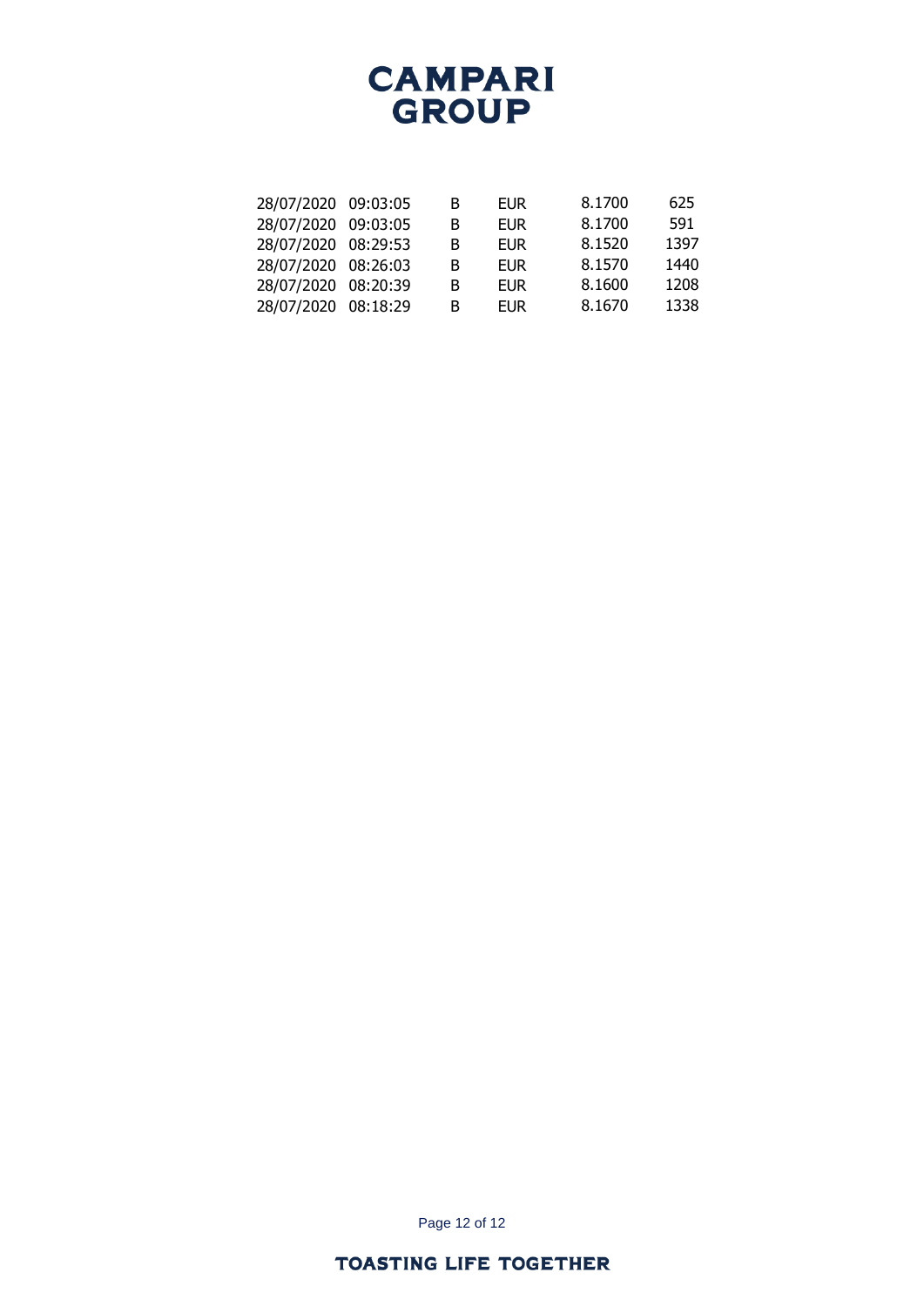| | | | | | |
|---|---|---|---|---|---|
| 28/07/2020 | 09:03:05 | B | EUR | 8.1700 | 625 |
| 28/07/2020 | 09:03:05 | B | EUR | 8.1700 | 591 |
| 28/07/2020 | 08:29:53 | B | EUR | 8.1520 | 1397 |
| 28/07/2020 | 08:26:03 | B | EUR | 8.1570 | 1440 |
| 28/07/2020 | 08:20:39 | B | EUR | 8.1600 | 1208 |
| 28/07/2020 | 08:18:29 | B | EUR | 8.1670 | 1338 |